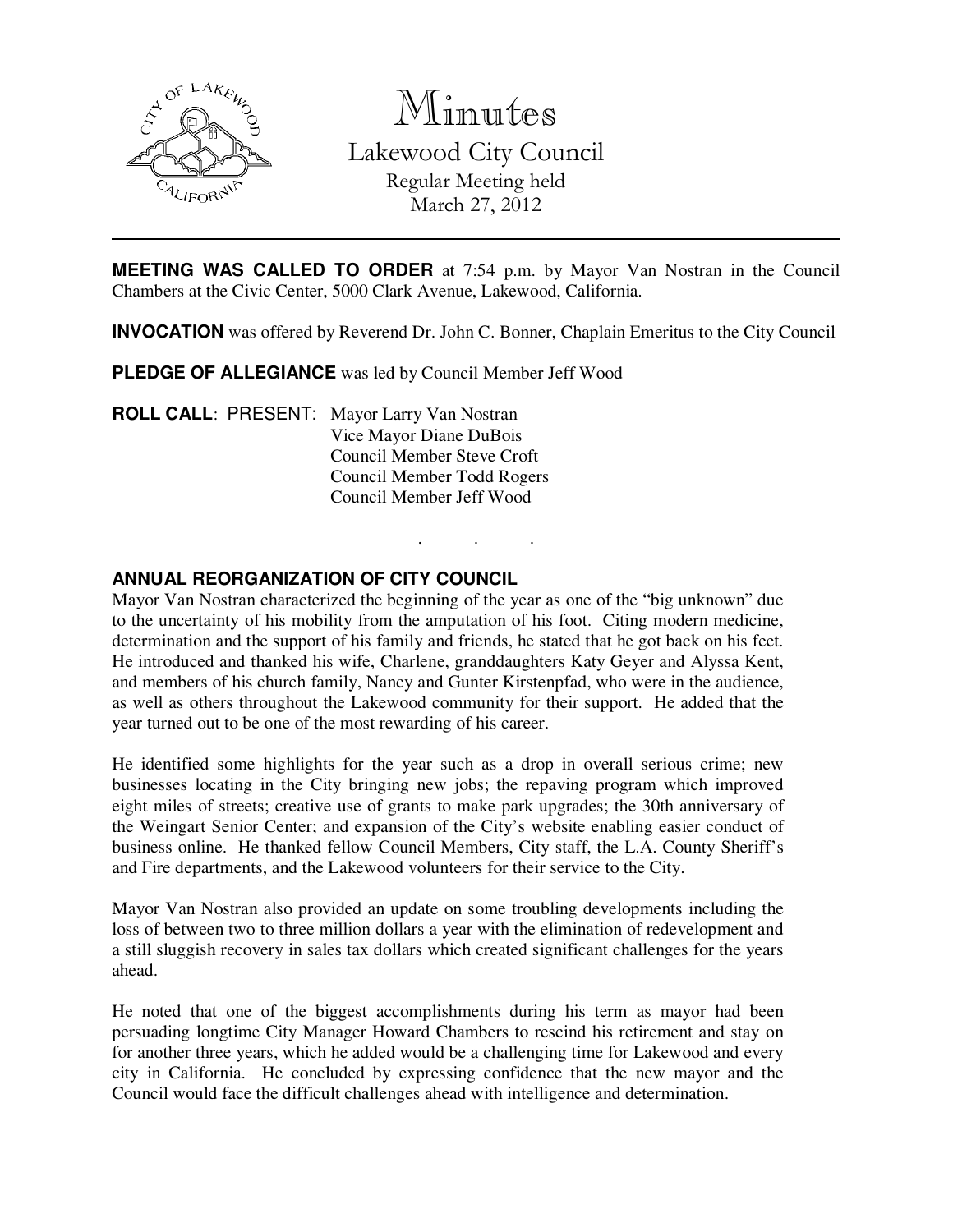# Minutes

## Lakewood City Council

Regular Meeting held
March 27, 2012

---

**MEETING WAS CALLED TO ORDER** at 7:54 p.m. by Mayor Van Nostran in the Council Chambers at the Civic Center, 5000 Clark Avenue, Lakewood, California.

**INVOCATION** was offered by Reverend Dr. John C. Bonner, Chaplain Emeritus to the City Council

**PLEDGE OF ALLEGIANCE** was led by Council Member Jeff Wood

**ROLL CALL**: PRESENT: Mayor Larry Van Nostran
Vice Mayor Diane DuBois
Council Member Steve Croft
Council Member Todd Rogers
Council Member Jeff Wood

. . .

**ANNUAL REORGANIZATION OF CITY COUNCIL**

Mayor Van Nostran characterized the beginning of the year as one of the "big unknown" due to the uncertainty of his mobility from the amputation of his foot. Citing modern medicine, determination and the support of his family and friends, he stated that he got back on his feet. He introduced and thanked his wife, Charlene, granddaughters Katy Geyer and Alyssa Kent, and members of his church family, Nancy and Gunter Kirstenpfad, who were in the audience, as well as others throughout the Lakewood community for their support. He added that the year turned out to be one of the most rewarding of his career.

He identified some highlights for the year such as a drop in overall serious crime; new businesses locating in the City bringing new jobs; the repaving program which improved eight miles of streets; creative use of grants to make park upgrades; the 30th anniversary of the Weingart Senior Center; and expansion of the City's website enabling easier conduct of business online. He thanked fellow Council Members, City staff, the L.A. County Sheriff's and Fire departments, and the Lakewood volunteers for their service to the City.

Mayor Van Nostran also provided an update on some troubling developments including the loss of between two to three million dollars a year with the elimination of redevelopment and a still sluggish recovery in sales tax dollars which created significant challenges for the years ahead.

He noted that one of the biggest accomplishments during his term as mayor had been persuading longtime City Manager Howard Chambers to rescind his retirement and stay on for another three years, which he added would be a challenging time for Lakewood and every city in California. He concluded by expressing confidence that the new mayor and the Council would face the difficult challenges ahead with intelligence and determination.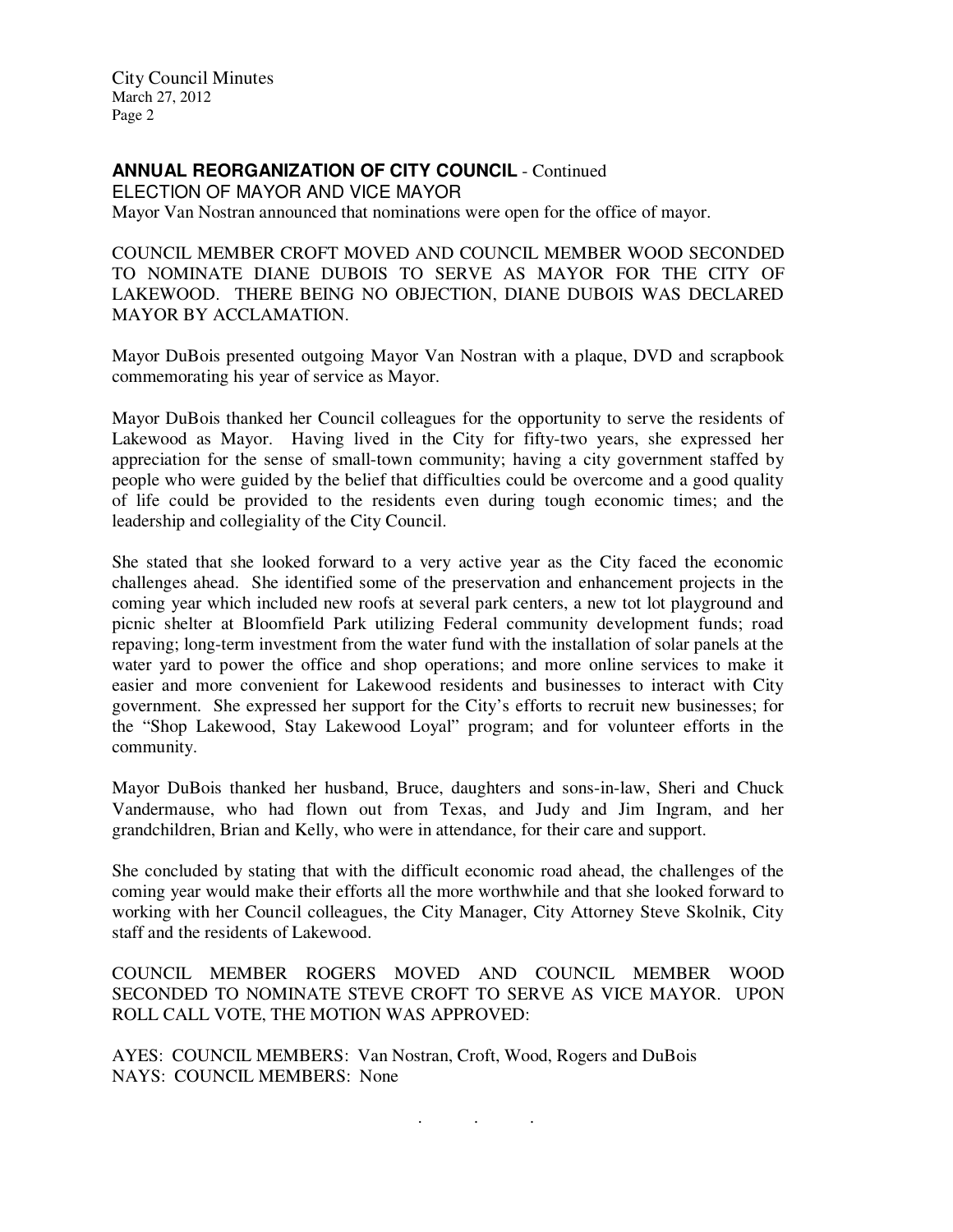**ANNUAL REORGANIZATION OF CITY COUNCIL** - Continued

ELECTION OF MAYOR AND VICE MAYOR

Mayor Van Nostran announced that nominations were open for the office of mayor.

COUNCIL MEMBER CROFT MOVED AND COUNCIL MEMBER WOOD SECONDED TO NOMINATE DIANE DUBOIS TO SERVE AS MAYOR FOR THE CITY OF LAKEWOOD. THERE BEING NO OBJECTION, DIANE DUBOIS WAS DECLARED MAYOR BY ACCLAMATION.

Mayor DuBois presented outgoing Mayor Van Nostran with a plaque, DVD and scrapbook commemorating his year of service as Mayor.

Mayor DuBois thanked her Council colleagues for the opportunity to serve the residents of Lakewood as Mayor. Having lived in the City for fifty-two years, she expressed her appreciation for the sense of small-town community; having a city government staffed by people who were guided by the belief that difficulties could be overcome and a good quality of life could be provided to the residents even during tough economic times; and the leadership and collegiality of the City Council.

She stated that she looked forward to a very active year as the City faced the economic challenges ahead. She identified some of the preservation and enhancement projects in the coming year which included new roofs at several park centers, a new tot lot playground and picnic shelter at Bloomfield Park utilizing Federal community development funds; road repaving; long-term investment from the water fund with the installation of solar panels at the water yard to power the office and shop operations; and more online services to make it easier and more convenient for Lakewood residents and businesses to interact with City government. She expressed her support for the City's efforts to recruit new businesses; for the "Shop Lakewood, Stay Lakewood Loyal" program; and for volunteer efforts in the community.

Mayor DuBois thanked her husband, Bruce, daughters and sons-in-law, Sheri and Chuck Vandermause, who had flown out from Texas, and Judy and Jim Ingram, and her grandchildren, Brian and Kelly, who were in attendance, for their care and support.

She concluded by stating that with the difficult economic road ahead, the challenges of the coming year would make their efforts all the more worthwhile and that she looked forward to working with her Council colleagues, the City Manager, City Attorney Steve Skolnik, City staff and the residents of Lakewood.

COUNCIL MEMBER ROGERS MOVED AND COUNCIL MEMBER WOOD SECONDED TO NOMINATE STEVE CROFT TO SERVE AS VICE MAYOR. UPON ROLL CALL VOTE, THE MOTION WAS APPROVED:

AYES: COUNCIL MEMBERS: Van Nostran, Croft, Wood, Rogers and DuBois
NAYS: COUNCIL MEMBERS: None

. . .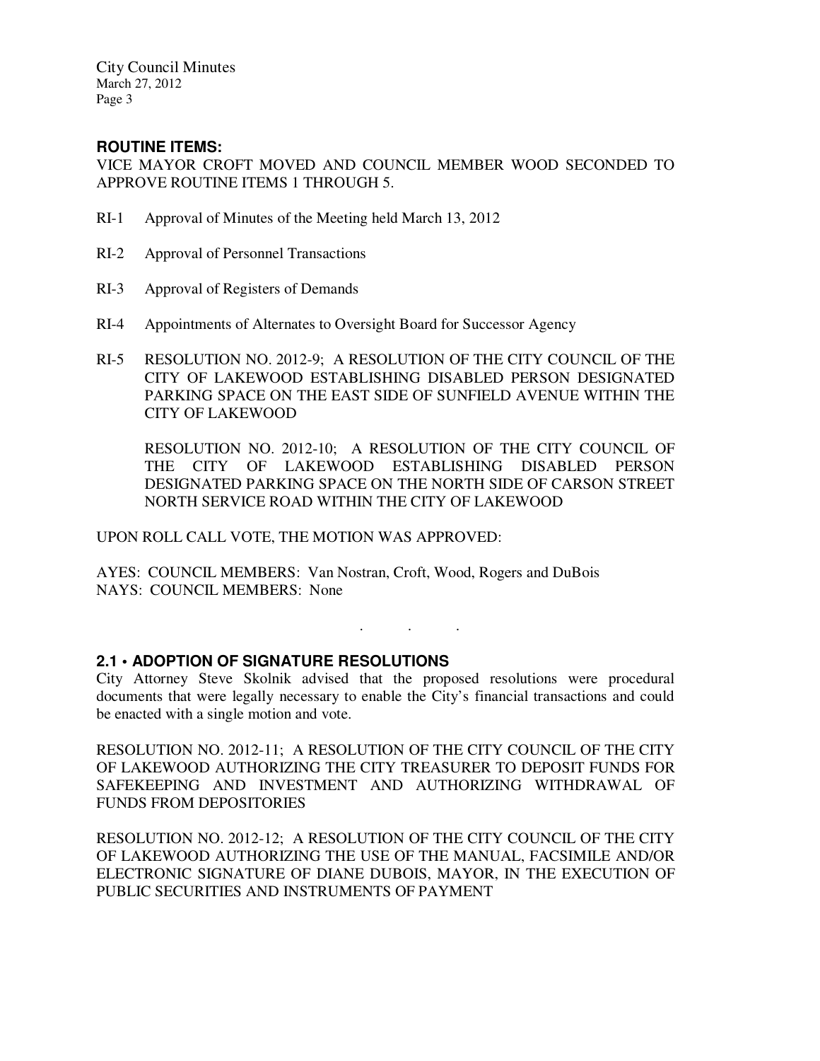**ROUTINE ITEMS:**

VICE MAYOR CROFT MOVED AND COUNCIL MEMBER WOOD SECONDED TO APPROVE ROUTINE ITEMS 1 THROUGH 5.

RI-1 Approval of Minutes of the Meeting held March 13, 2012

RI-2 Approval of Personnel Transactions

RI-3 Approval of Registers of Demands

RI-4 Appointments of Alternates to Oversight Board for Successor Agency

RI-5 RESOLUTION NO. 2012-9; A RESOLUTION OF THE CITY COUNCIL OF THE CITY OF LAKEWOOD ESTABLISHING DISABLED PERSON DESIGNATED PARKING SPACE ON THE EAST SIDE OF SUNFIELD AVENUE WITHIN THE CITY OF LAKEWOOD

RESOLUTION NO. 2012-10; A RESOLUTION OF THE CITY COUNCIL OF THE CITY OF LAKEWOOD ESTABLISHING DISABLED PERSON DESIGNATED PARKING SPACE ON THE NORTH SIDE OF CARSON STREET NORTH SERVICE ROAD WITHIN THE CITY OF LAKEWOOD

UPON ROLL CALL VOTE, THE MOTION WAS APPROVED:

AYES: COUNCIL MEMBERS: Van Nostran, Croft, Wood, Rogers and DuBois
NAYS: COUNCIL MEMBERS: None

. . .

**2.1 • ADOPTION OF SIGNATURE RESOLUTIONS**

City Attorney Steve Skolnik advised that the proposed resolutions were procedural documents that were legally necessary to enable the City's financial transactions and could be enacted with a single motion and vote.

RESOLUTION NO. 2012-11; A RESOLUTION OF THE CITY COUNCIL OF THE CITY OF LAKEWOOD AUTHORIZING THE CITY TREASURER TO DEPOSIT FUNDS FOR SAFEKEEPING AND INVESTMENT AND AUTHORIZING WITHDRAWAL OF FUNDS FROM DEPOSITORIES

RESOLUTION NO. 2012-12; A RESOLUTION OF THE CITY COUNCIL OF THE CITY OF LAKEWOOD AUTHORIZING THE USE OF THE MANUAL, FACSIMILE AND/OR ELECTRONIC SIGNATURE OF DIANE DUBOIS, MAYOR, IN THE EXECUTION OF PUBLIC SECURITIES AND INSTRUMENTS OF PAYMENT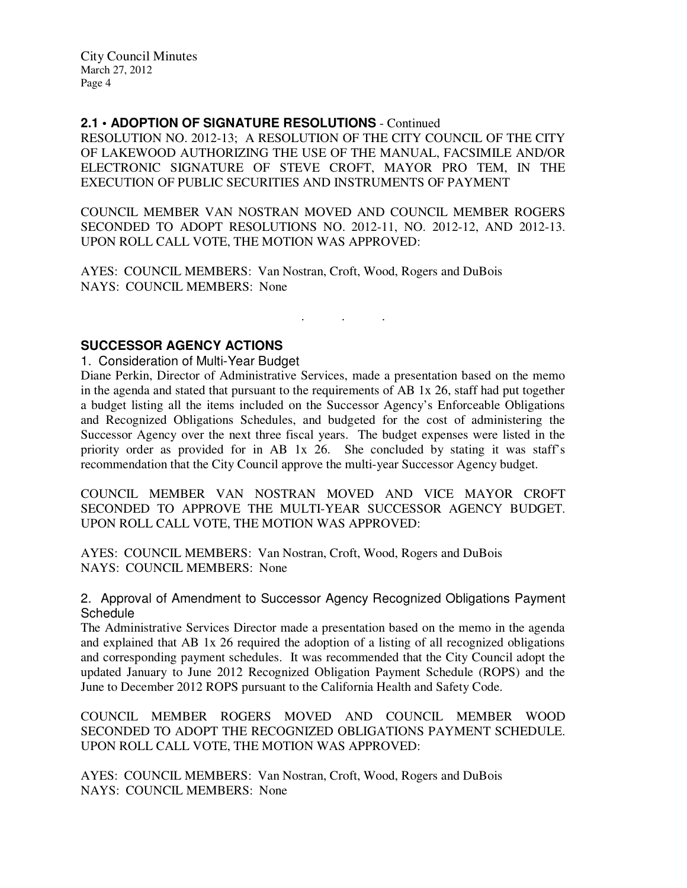**2.1 • ADOPTION OF SIGNATURE RESOLUTIONS** - Continued

RESOLUTION NO. 2012-13; A RESOLUTION OF THE CITY COUNCIL OF THE CITY OF LAKEWOOD AUTHORIZING THE USE OF THE MANUAL, FACSIMILE AND/OR ELECTRONIC SIGNATURE OF STEVE CROFT, MAYOR PRO TEM, IN THE EXECUTION OF PUBLIC SECURITIES AND INSTRUMENTS OF PAYMENT

COUNCIL MEMBER VAN NOSTRAN MOVED AND COUNCIL MEMBER ROGERS SECONDED TO ADOPT RESOLUTIONS NO. 2012-11, NO. 2012-12, AND 2012-13. UPON ROLL CALL VOTE, THE MOTION WAS APPROVED:

AYES: COUNCIL MEMBERS: Van Nostran, Croft, Wood, Rogers and DuBois
NAYS: COUNCIL MEMBERS: None

. . .

## SUCCESSOR AGENCY ACTIONS

1. Consideration of Multi-Year Budget

Diane Perkin, Director of Administrative Services, made a presentation based on the memo in the agenda and stated that pursuant to the requirements of AB 1x 26, staff had put together a budget listing all the items included on the Successor Agency's Enforceable Obligations and Recognized Obligations Schedules, and budgeted for the cost of administering the Successor Agency over the next three fiscal years. The budget expenses were listed in the priority order as provided for in AB 1x 26. She concluded by stating it was staff's recommendation that the City Council approve the multi-year Successor Agency budget.

COUNCIL MEMBER VAN NOSTRAN MOVED AND VICE MAYOR CROFT SECONDED TO APPROVE THE MULTI-YEAR SUCCESSOR AGENCY BUDGET. UPON ROLL CALL VOTE, THE MOTION WAS APPROVED:

AYES: COUNCIL MEMBERS: Van Nostran, Croft, Wood, Rogers and DuBois
NAYS: COUNCIL MEMBERS: None

2. Approval of Amendment to Successor Agency Recognized Obligations Payment Schedule

The Administrative Services Director made a presentation based on the memo in the agenda and explained that AB 1x 26 required the adoption of a listing of all recognized obligations and corresponding payment schedules. It was recommended that the City Council adopt the updated January to June 2012 Recognized Obligation Payment Schedule (ROPS) and the June to December 2012 ROPS pursuant to the California Health and Safety Code.

COUNCIL MEMBER ROGERS MOVED AND COUNCIL MEMBER WOOD SECONDED TO ADOPT THE RECOGNIZED OBLIGATIONS PAYMENT SCHEDULE. UPON ROLL CALL VOTE, THE MOTION WAS APPROVED:

AYES: COUNCIL MEMBERS: Van Nostran, Croft, Wood, Rogers and DuBois
NAYS: COUNCIL MEMBERS: None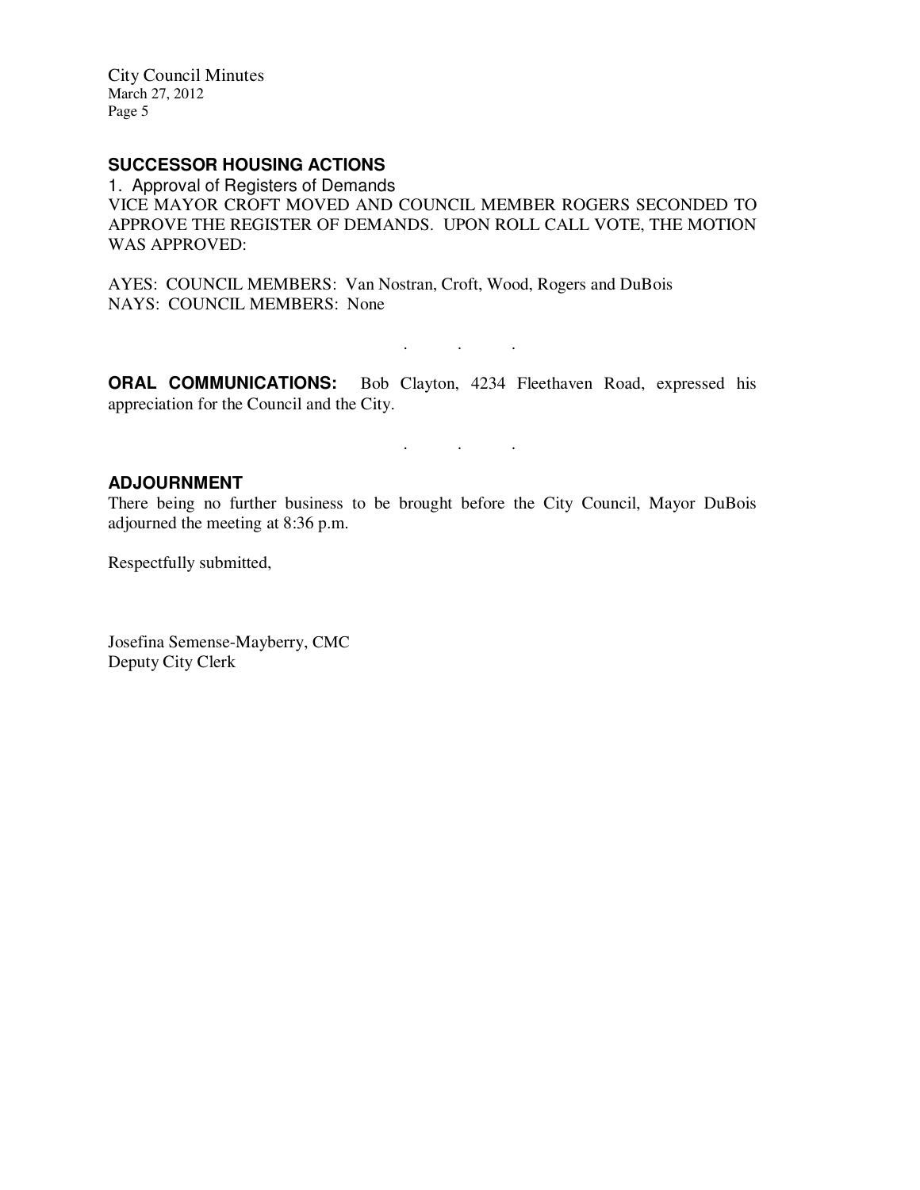## SUCCESSOR HOUSING ACTIONS

1. Approval of Registers of Demands

VICE MAYOR CROFT MOVED AND COUNCIL MEMBER ROGERS SECONDED TO APPROVE THE REGISTER OF DEMANDS. UPON ROLL CALL VOTE, THE MOTION WAS APPROVED:

AYES: COUNCIL MEMBERS: Van Nostran, Croft, Wood, Rogers and DuBois
NAYS: COUNCIL MEMBERS: None

. . .

**ORAL COMMUNICATIONS:** Bob Clayton, 4234 Fleethaven Road, expressed his appreciation for the Council and the City.

. . .

## ADJOURNMENT

There being no further business to be brought before the City Council, Mayor DuBois adjourned the meeting at 8:36 p.m.

Respectfully submitted,

Josefina Semense-Mayberry, CMC
Deputy City Clerk